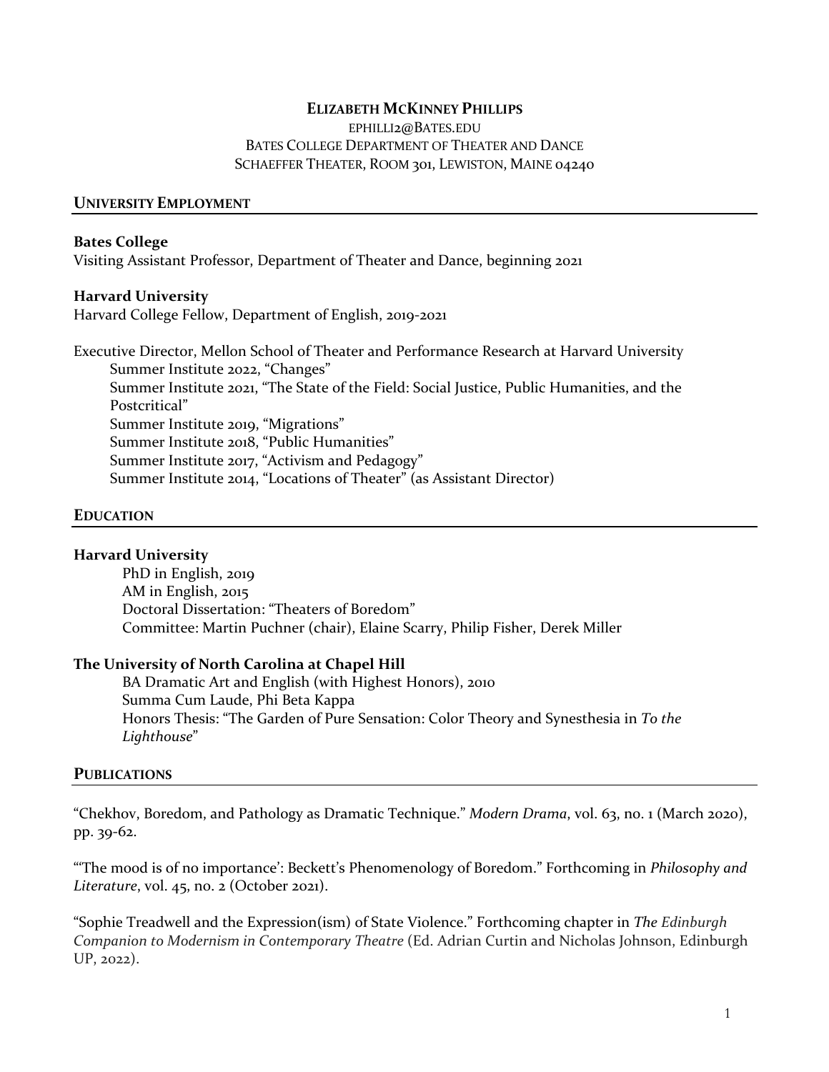# Elizabeth McKinney Phillips

ephilli2@bates.edu
Bates College Department of Theater and Dance
Schaeffer Theater, Room 301, Lewiston, Maine 04240

## University Employment

**Bates College**
Visiting Assistant Professor, Department of Theater and Dance, beginning 2021

**Harvard University**
Harvard College Fellow, Department of English, 2019-2021

Executive Director, Mellon School of Theater and Performance Research at Harvard University
- Summer Institute 2022, "Changes"
- Summer Institute 2021, "The State of the Field: Social Justice, Public Humanities, and the Postcritical"
- Summer Institute 2019, "Migrations"
- Summer Institute 2018, "Public Humanities"
- Summer Institute 2017, "Activism and Pedagogy"
- Summer Institute 2014, "Locations of Theater" (as Assistant Director)

## Education

**Harvard University**
- PhD in English, 2019
- AM in English, 2015
- Doctoral Dissertation: "Theaters of Boredom"
- Committee: Martin Puchner (chair), Elaine Scarry, Philip Fisher, Derek Miller

**The University of North Carolina at Chapel Hill**
- BA Dramatic Art and English (with Highest Honors), 2010
- Summa Cum Laude, Phi Beta Kappa
- Honors Thesis: "The Garden of Pure Sensation: Color Theory and Synesthesia in *To the Lighthouse*"

## Publications

"Chekhov, Boredom, and Pathology as Dramatic Technique." *Modern Drama*, vol. 63, no. 1 (March 2020), pp. 39-62.

"'The mood is of no importance': Beckett's Phenomenology of Boredom." Forthcoming in *Philosophy and Literature*, vol. 45, no. 2 (October 2021).

"Sophie Treadwell and the Expression(ism) of State Violence." Forthcoming chapter in *The Edinburgh Companion to Modernism in Contemporary Theatre* (Ed. Adrian Curtin and Nicholas Johnson, Edinburgh UP, 2022).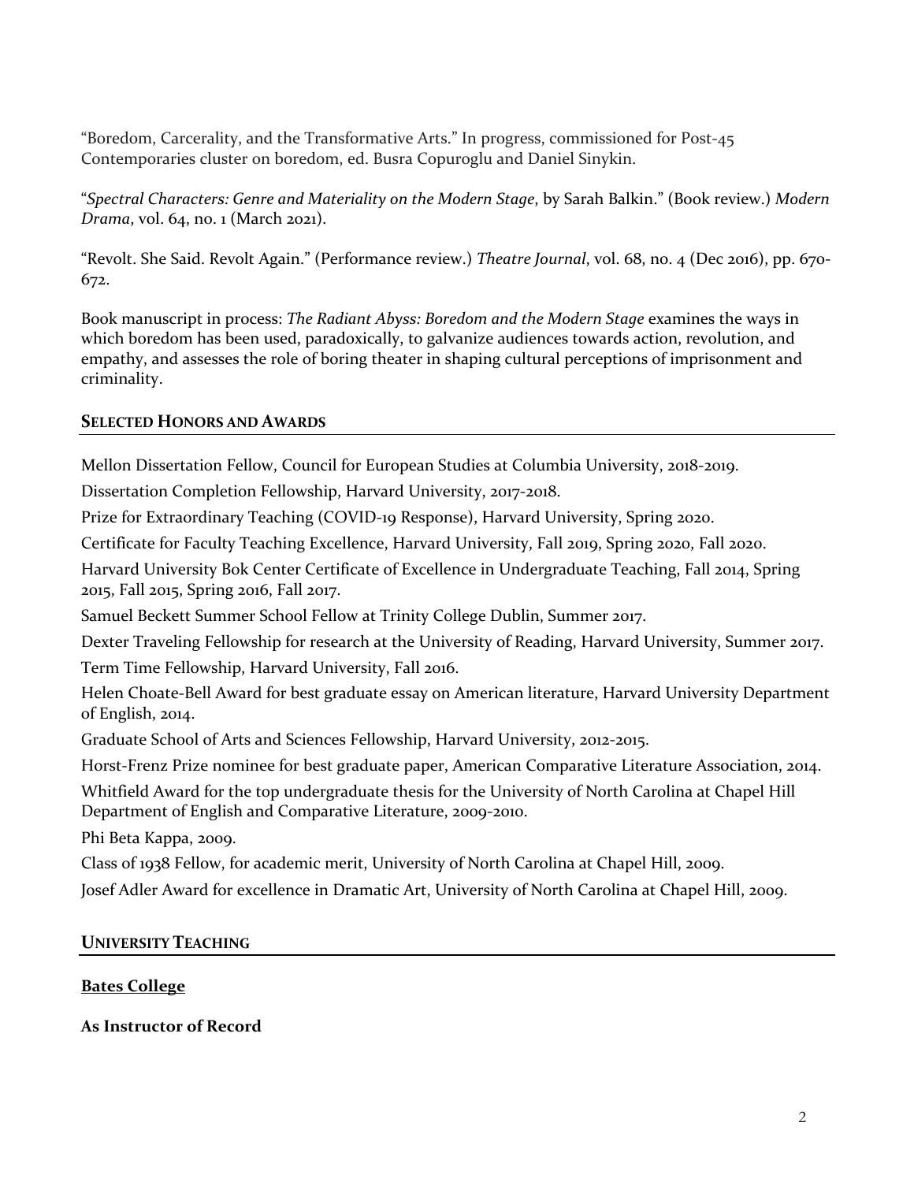"Boredom, Carcerality, and the Transformative Arts." In progress, commissioned for Post-45 Contemporaries cluster on boredom, ed. Busra Copuroglu and Daniel Sinykin.

"*Spectral Characters: Genre and Materiality on the Modern Stage*, by Sarah Balkin." (Book review.) *Modern Drama*, vol. 64, no. 1 (March 2021).

"Revolt. She Said. Revolt Again." (Performance review.) *Theatre Journal*, vol. 68, no. 4 (Dec 2016), pp. 670-672.

Book manuscript in process: *The Radiant Abyss: Boredom and the Modern Stage* examines the ways in which boredom has been used, paradoxically, to galvanize audiences towards action, revolution, and empathy, and assesses the role of boring theater in shaping cultural perceptions of imprisonment and criminality.

## SELECTED HONORS AND AWARDS

Mellon Dissertation Fellow, Council for European Studies at Columbia University, 2018-2019.

Dissertation Completion Fellowship, Harvard University, 2017-2018.

Prize for Extraordinary Teaching (COVID-19 Response), Harvard University, Spring 2020.

Certificate for Faculty Teaching Excellence, Harvard University, Fall 2019, Spring 2020, Fall 2020.

Harvard University Bok Center Certificate of Excellence in Undergraduate Teaching, Fall 2014, Spring 2015, Fall 2015, Spring 2016, Fall 2017.

Samuel Beckett Summer School Fellow at Trinity College Dublin, Summer 2017.

Dexter Traveling Fellowship for research at the University of Reading, Harvard University, Summer 2017.

Term Time Fellowship, Harvard University, Fall 2016.

Helen Choate-Bell Award for best graduate essay on American literature, Harvard University Department of English, 2014.

Graduate School of Arts and Sciences Fellowship, Harvard University, 2012-2015.

Horst-Frenz Prize nominee for best graduate paper, American Comparative Literature Association, 2014.

Whitfield Award for the top undergraduate thesis for the University of North Carolina at Chapel Hill Department of English and Comparative Literature, 2009-2010.

Phi Beta Kappa, 2009.

Class of 1938 Fellow, for academic merit, University of North Carolina at Chapel Hill, 2009.

Josef Adler Award for excellence in Dramatic Art, University of North Carolina at Chapel Hill, 2009.

## UNIVERSITY TEACHING

### Bates College

**As Instructor of Record**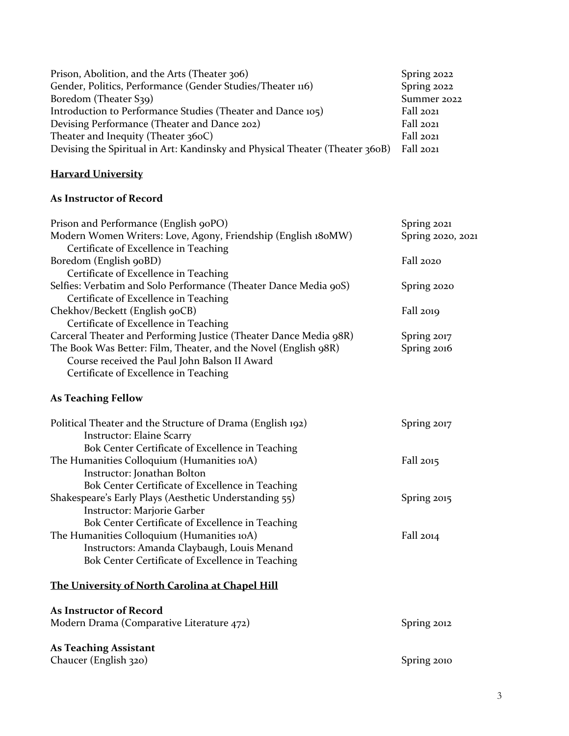Prison, Abolition, and the Arts (Theater 306) — Spring 2022
Gender, Politics, Performance (Gender Studies/Theater 116) — Spring 2022
Boredom (Theater S39) — Summer 2022
Introduction to Performance Studies (Theater and Dance 105) — Fall 2021
Devising Performance (Theater and Dance 202) — Fall 2021
Theater and Inequity (Theater 360C) — Fall 2021
Devising the Spiritual in Art: Kandinsky and Physical Theater (Theater 360B) — Fall 2021

## Harvard University

### As Instructor of Record

Prison and Performance (English 90PO) — Spring 2021

Modern Women Writers: Love, Agony, Friendship (English 180MW) — Spring 2020, 2021
   Certificate of Excellence in Teaching

Boredom (English 90BD) — Fall 2020
   Certificate of Excellence in Teaching

Selfies: Verbatim and Solo Performance (Theater Dance Media 90S) — Spring 2020
   Certificate of Excellence in Teaching

Chekhov/Beckett (English 90CB) — Fall 2019
   Certificate of Excellence in Teaching

Carceral Theater and Performing Justice (Theater Dance Media 98R) — Spring 2017

The Book Was Better: Film, Theater, and the Novel (English 98R) — Spring 2016
   Course received the Paul John Balson II Award
   Certificate of Excellence in Teaching

### As Teaching Fellow

Political Theater and the Structure of Drama (English 192) — Spring 2017
   Instructor: Elaine Scarry
   Bok Center Certificate of Excellence in Teaching

The Humanities Colloquium (Humanities 10A) — Fall 2015
   Instructor: Jonathan Bolton
   Bok Center Certificate of Excellence in Teaching

Shakespeare's Early Plays (Aesthetic Understanding 55) — Spring 2015
   Instructor: Marjorie Garber
   Bok Center Certificate of Excellence in Teaching

The Humanities Colloquium (Humanities 10A) — Fall 2014
   Instructors: Amanda Claybaugh, Louis Menand
   Bok Center Certificate of Excellence in Teaching

## The University of North Carolina at Chapel Hill

### As Instructor of Record

Modern Drama (Comparative Literature 472) — Spring 2012

### As Teaching Assistant

Chaucer (English 320) — Spring 2010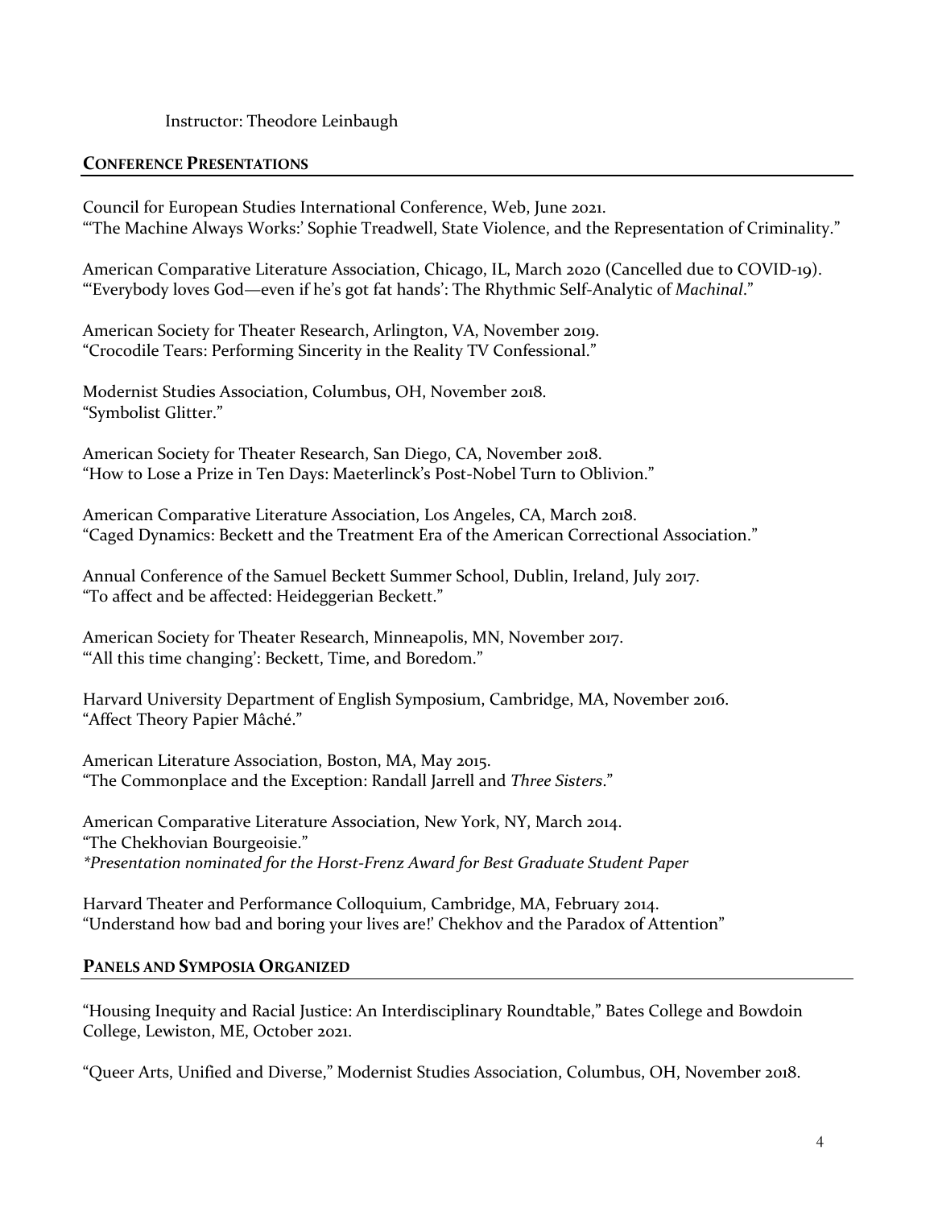Instructor: Theodore Leinbaugh

## CONFERENCE PRESENTATIONS

Council for European Studies International Conference, Web, June 2021.
"'The Machine Always Works:' Sophie Treadwell, State Violence, and the Representation of Criminality."

American Comparative Literature Association, Chicago, IL, March 2020 (Cancelled due to COVID-19).
"'Everybody loves God—even if he's got fat hands': The Rhythmic Self-Analytic of *Machinal*."

American Society for Theater Research, Arlington, VA, November 2019.
"Crocodile Tears: Performing Sincerity in the Reality TV Confessional."

Modernist Studies Association, Columbus, OH, November 2018.
"Symbolist Glitter."

American Society for Theater Research, San Diego, CA, November 2018.
"How to Lose a Prize in Ten Days: Maeterlinck's Post-Nobel Turn to Oblivion."

American Comparative Literature Association, Los Angeles, CA, March 2018.
"Caged Dynamics: Beckett and the Treatment Era of the American Correctional Association."

Annual Conference of the Samuel Beckett Summer School, Dublin, Ireland, July 2017.
"To affect and be affected: Heideggerian Beckett."

American Society for Theater Research, Minneapolis, MN, November 2017.
"'All this time changing': Beckett, Time, and Boredom."

Harvard University Department of English Symposium, Cambridge, MA, November 2016.
"Affect Theory Papier Mâché."

American Literature Association, Boston, MA, May 2015.
"The Commonplace and the Exception: Randall Jarrell and *Three Sisters*."

American Comparative Literature Association, New York, NY, March 2014.
"The Chekhovian Bourgeoisie."
**Presentation nominated for the Horst-Frenz Award for Best Graduate Student Paper*

Harvard Theater and Performance Colloquium, Cambridge, MA, February 2014.
"Understand how bad and boring your lives are!' Chekhov and the Paradox of Attention"

## PANELS AND SYMPOSIA ORGANIZED

"Housing Inequity and Racial Justice: An Interdisciplinary Roundtable," Bates College and Bowdoin College, Lewiston, ME, October 2021.

"Queer Arts, Unified and Diverse," Modernist Studies Association, Columbus, OH, November 2018.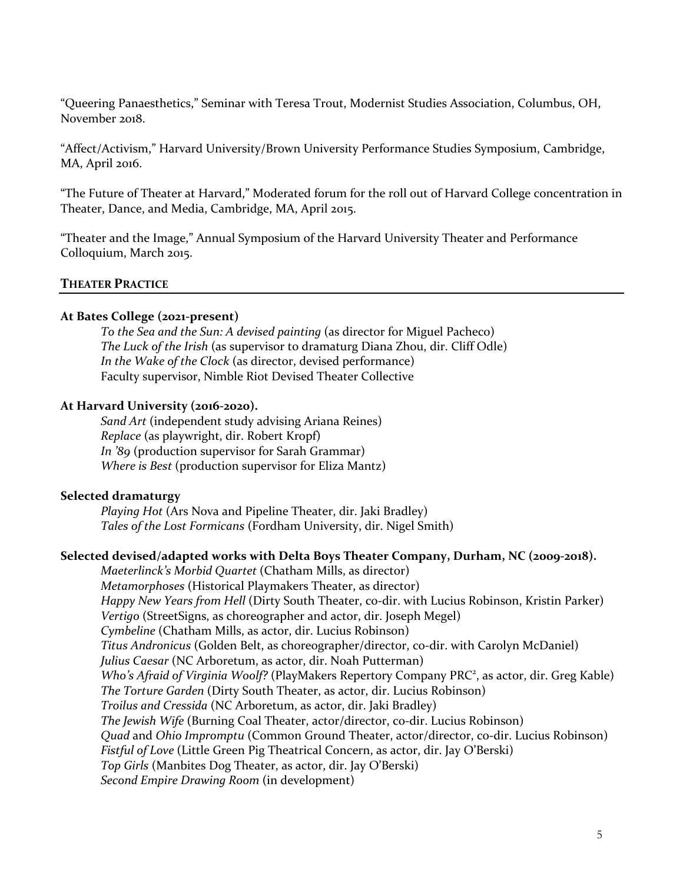"Queering Panaesthetics," Seminar with Teresa Trout, Modernist Studies Association, Columbus, OH, November 2018.

"Affect/Activism," Harvard University/Brown University Performance Studies Symposium, Cambridge, MA, April 2016.

"The Future of Theater at Harvard," Moderated forum for the roll out of Harvard College concentration in Theater, Dance, and Media, Cambridge, MA, April 2015.

"Theater and the Image," Annual Symposium of the Harvard University Theater and Performance Colloquium, March 2015.

## THEATER PRACTICE

**At Bates College (2021-present)**

*To the Sea and the Sun: A devised painting* (as director for Miguel Pacheco)
*The Luck of the Irish* (as supervisor to dramaturg Diana Zhou, dir. Cliff Odle)
*In the Wake of the Clock* (as director, devised performance)
Faculty supervisor, Nimble Riot Devised Theater Collective

**At Harvard University (2016-2020).**

*Sand Art* (independent study advising Ariana Reines)
*Replace* (as playwright, dir. Robert Kropf)
*In '89* (production supervisor for Sarah Grammar)
*Where is Best* (production supervisor for Eliza Mantz)

**Selected dramaturgy**

*Playing Hot* (Ars Nova and Pipeline Theater, dir. Jaki Bradley)
*Tales of the Lost Formicans* (Fordham University, dir. Nigel Smith)

**Selected devised/adapted works with Delta Boys Theater Company, Durham, NC (2009-2018).**

*Maeterlinck's Morbid Quartet* (Chatham Mills, as director)
*Metamorphoses* (Historical Playmakers Theater, as director)
*Happy New Years from Hell* (Dirty South Theater, co-dir. with Lucius Robinson, Kristin Parker)
*Vertigo* (StreetSigns, as choreographer and actor, dir. Joseph Megel)
*Cymbeline* (Chatham Mills, as actor, dir. Lucius Robinson)
*Titus Andronicus* (Golden Belt, as choreographer/director, co-dir. with Carolyn McDaniel)
*Julius Caesar* (NC Arboretum, as actor, dir. Noah Putterman)
*Who's Afraid of Virginia Woolf?* (PlayMakers Repertory Company PRC², as actor, dir. Greg Kable)
*The Torture Garden* (Dirty South Theater, as actor, dir. Lucius Robinson)
*Troilus and Cressida* (NC Arboretum, as actor, dir. Jaki Bradley)
*The Jewish Wife* (Burning Coal Theater, actor/director, co-dir. Lucius Robinson)
*Quad* and *Ohio Impromptu* (Common Ground Theater, actor/director, co-dir. Lucius Robinson)
*Fistful of Love* (Little Green Pig Theatrical Concern, as actor, dir. Jay O'Berski)
*Top Girls* (Manbites Dog Theater, as actor, dir. Jay O'Berski)
*Second Empire Drawing Room* (in development)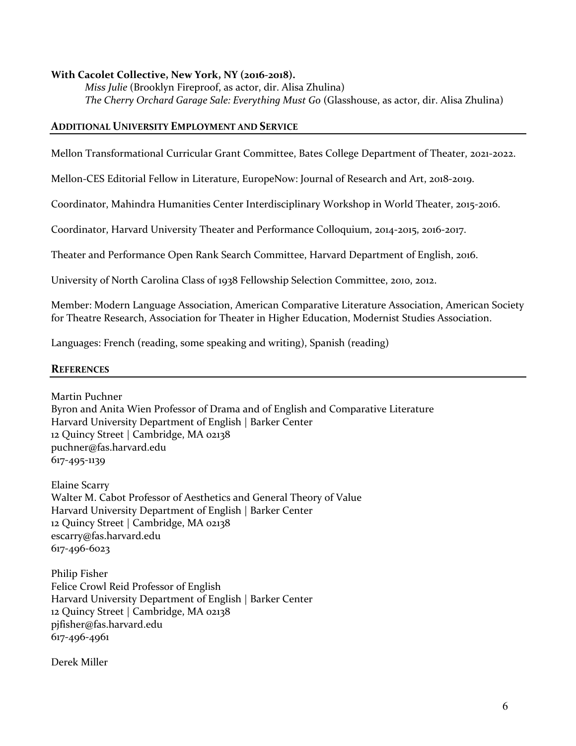**With Cacolet Collective, New York, NY (2016-2018).**

*Miss Julie* (Brooklyn Fireproof, as actor, dir. Alisa Zhulina)
*The Cherry Orchard Garage Sale: Everything Must Go* (Glasshouse, as actor, dir. Alisa Zhulina)

## Additional University Employment and Service

Mellon Transformational Curricular Grant Committee, Bates College Department of Theater, 2021-2022.

Mellon-CES Editorial Fellow in Literature, EuropeNow: Journal of Research and Art, 2018-2019.

Coordinator, Mahindra Humanities Center Interdisciplinary Workshop in World Theater, 2015-2016.

Coordinator, Harvard University Theater and Performance Colloquium, 2014-2015, 2016-2017.

Theater and Performance Open Rank Search Committee, Harvard Department of English, 2016.

University of North Carolina Class of 1938 Fellowship Selection Committee, 2010, 2012.

Member: Modern Language Association, American Comparative Literature Association, American Society for Theatre Research, Association for Theater in Higher Education, Modernist Studies Association.

Languages: French (reading, some speaking and writing), Spanish (reading)

## References

Martin Puchner
Byron and Anita Wien Professor of Drama and of English and Comparative Literature
Harvard University Department of English | Barker Center
12 Quincy Street | Cambridge, MA 02138
puchner@fas.harvard.edu
617-495-1139

Elaine Scarry
Walter M. Cabot Professor of Aesthetics and General Theory of Value
Harvard University Department of English | Barker Center
12 Quincy Street | Cambridge, MA 02138
escarry@fas.harvard.edu
617-496-6023

Philip Fisher
Felice Crowl Reid Professor of English
Harvard University Department of English | Barker Center
12 Quincy Street | Cambridge, MA 02138
pjfisher@fas.harvard.edu
617-496-4961

Derek Miller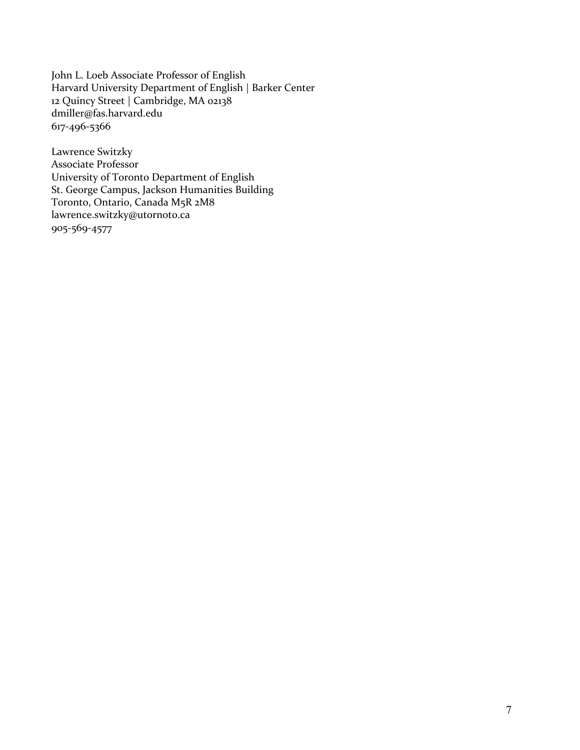John L. Loeb Associate Professor of English
Harvard University Department of English | Barker Center
12 Quincy Street | Cambridge, MA 02138
dmiller@fas.harvard.edu
617-496-5366

Lawrence Switzky
Associate Professor
University of Toronto Department of English
St. George Campus, Jackson Humanities Building
Toronto, Ontario, Canada M5R 2M8
lawrence.switzky@utornoto.ca
905-569-4577